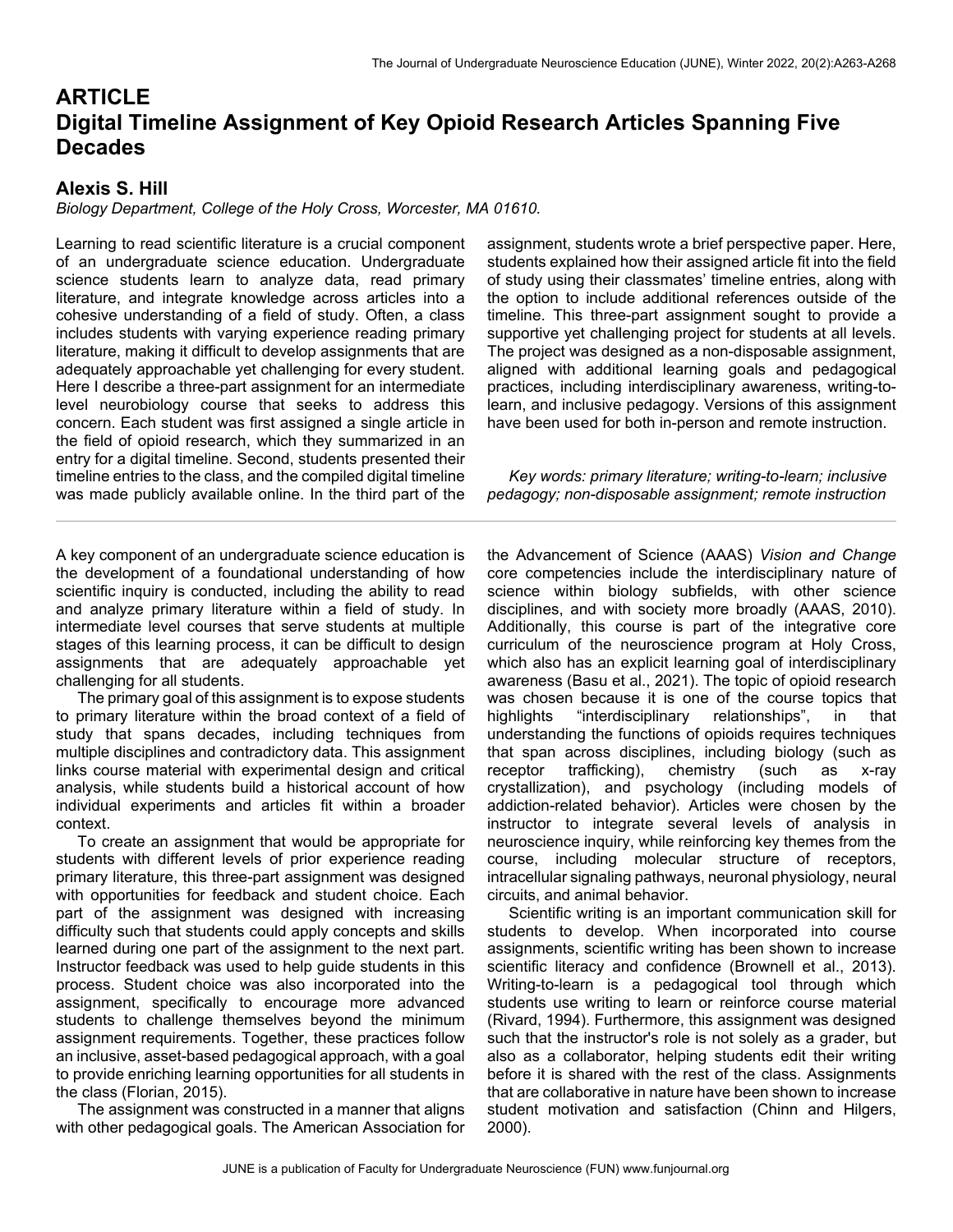# ARTICLE
# Digital Timeline Assignment of Key Opioid Research Articles Spanning Five Decades

## Alexis S. Hill

*Biology Department, College of the Holy Cross, Worcester, MA 01610.*

Learning to read scientific literature is a crucial component of an undergraduate science education. Undergraduate science students learn to analyze data, read primary literature, and integrate knowledge across articles into a cohesive understanding of a field of study. Often, a class includes students with varying experience reading primary literature, making it difficult to develop assignments that are adequately approachable yet challenging for every student. Here I describe a three-part assignment for an intermediate level neurobiology course that seeks to address this concern. Each student was first assigned a single article in the field of opioid research, which they summarized in an entry for a digital timeline. Second, students presented their timeline entries to the class, and the compiled digital timeline was made publicly available online. In the third part of the assignment, students wrote a brief perspective paper. Here, students explained how their assigned article fit into the field of study using their classmates' timeline entries, along with the option to include additional references outside of the timeline. This three-part assignment sought to provide a supportive yet challenging project for students at all levels. The project was designed as a non-disposable assignment, aligned with additional learning goals and pedagogical practices, including interdisciplinary awareness, writing-to-learn, and inclusive pedagogy. Versions of this assignment have been used for both in-person and remote instruction.

*Key words: primary literature; writing-to-learn; inclusive pedagogy; non-disposable assignment; remote instruction*

---

A key component of an undergraduate science education is the development of a foundational understanding of how scientific inquiry is conducted, including the ability to read and analyze primary literature within a field of study. In intermediate level courses that serve students at multiple stages of this learning process, it can be difficult to design assignments that are adequately approachable yet challenging for all students.

The primary goal of this assignment is to expose students to primary literature within the broad context of a field of study that spans decades, including techniques from multiple disciplines and contradictory data. This assignment links course material with experimental design and critical analysis, while students build a historical account of how individual experiments and articles fit within a broader context.

To create an assignment that would be appropriate for students with different levels of prior experience reading primary literature, this three-part assignment was designed with opportunities for feedback and student choice. Each part of the assignment was designed with increasing difficulty such that students could apply concepts and skills learned during one part of the assignment to the next part. Instructor feedback was used to help guide students in this process. Student choice was also incorporated into the assignment, specifically to encourage more advanced students to challenge themselves beyond the minimum assignment requirements. Together, these practices follow an inclusive, asset-based pedagogical approach, with a goal to provide enriching learning opportunities for all students in the class (Florian, 2015).

The assignment was constructed in a manner that aligns with other pedagogical goals. The American Association for the Advancement of Science (AAAS) *Vision and Change* core competencies include the interdisciplinary nature of science within biology subfields, with other science disciplines, and with society more broadly (AAAS, 2010). Additionally, this course is part of the integrative core curriculum of the neuroscience program at Holy Cross, which also has an explicit learning goal of interdisciplinary awareness (Basu et al., 2021). The topic of opioid research was chosen because it is one of the course topics that highlights "interdisciplinary relationships", in that understanding the functions of opioids requires techniques that span across disciplines, including biology (such as receptor trafficking), chemistry (such as x-ray crystallization), and psychology (including models of addiction-related behavior). Articles were chosen by the instructor to integrate several levels of analysis in neuroscience inquiry, while reinforcing key themes from the course, including molecular structure of receptors, intracellular signaling pathways, neuronal physiology, neural circuits, and animal behavior.

Scientific writing is an important communication skill for students to develop. When incorporated into course assignments, scientific writing has been shown to increase scientific literacy and confidence (Brownell et al., 2013). Writing-to-learn is a pedagogical tool through which students use writing to learn or reinforce course material (Rivard, 1994). Furthermore, this assignment was designed such that the instructor's role is not solely as a grader, but also as a collaborator, helping students edit their writing before it is shared with the rest of the class. Assignments that are collaborative in nature have been shown to increase student motivation and satisfaction (Chinn and Hilgers, 2000).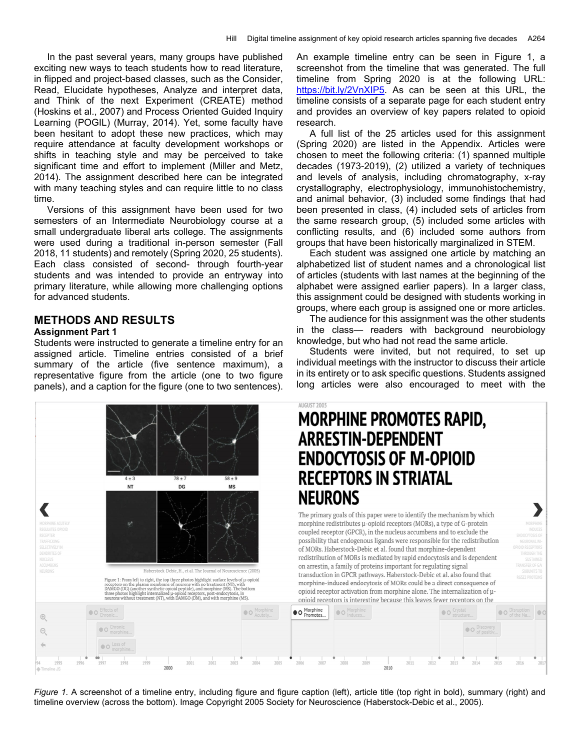In the past several years, many groups have published exciting new ways to teach students how to read literature, in flipped and project-based classes, such as the Consider, Read, Elucidate hypotheses, Analyze and interpret data, and Think of the next Experiment (CREATE) method (Hoskins et al., 2007) and Process Oriented Guided Inquiry Learning (POGIL) (Murray, 2014). Yet, some faculty have been hesitant to adopt these new practices, which may require attendance at faculty development workshops or shifts in teaching style and may be perceived to take significant time and effort to implement (Miller and Metz, 2014). The assignment described here can be integrated with many teaching styles and can require little to no class time.

Versions of this assignment have been used for two semesters of an Intermediate Neurobiology course at a small undergraduate liberal arts college. The assignments were used during a traditional in-person semester (Fall 2018, 11 students) and remotely (Spring 2020, 25 students). Each class consisted of second- through fourth-year students and was intended to provide an entryway into primary literature, while allowing more challenging options for advanced students.

## METHODS AND RESULTS

### Assignment Part 1

Students were instructed to generate a timeline entry for an assigned article. Timeline entries consisted of a brief summary of the article (five sentence maximum), a representative figure from the article (one to two figure panels), and a caption for the figure (one to two sentences). An example timeline entry can be seen in Figure 1, a screenshot from the timeline that was generated. The full timeline from Spring 2020 is at the following URL: https://bit.ly/2VnXIP5. As can be seen at this URL, the timeline consists of a separate page for each student entry and provides an overview of key papers related to opioid research.

A full list of the 25 articles used for this assignment (Spring 2020) are listed in the Appendix. Articles were chosen to meet the following criteria: (1) spanned multiple decades (1973-2019), (2) utilized a variety of techniques and levels of analysis, including chromatography, x-ray crystallography, electrophysiology, immunohistochemistry, and animal behavior, (3) included some findings that had been presented in class, (4) included sets of articles from the same research group, (5) included some articles with conflicting results, and (6) included some authors from groups that have been historically marginalized in STEM.

Each student was assigned one article by matching an alphabetized list of student names and a chronological list of articles (students with last names at the beginning of the alphabet were assigned earlier papers). In a larger class, this assignment could be designed with students working in groups, where each group is assigned one or more articles.

The audience for this assignment was the other students in the class— readers with background neurobiology knowledge, but who had not read the same article.

Students were invited, but not required, to set up individual meetings with the instructor to discuss their article in its entirety or to ask specific questions. Students assigned long articles were also encouraged to meet with the

*Figure 1.* A screenshot of a timeline entry, including figure and figure caption (left), article title (top right in bold), summary (right) and timeline overview (across the bottom). Image Copyright 2005 Society for Neuroscience (Haberstock-Debic et al., 2005).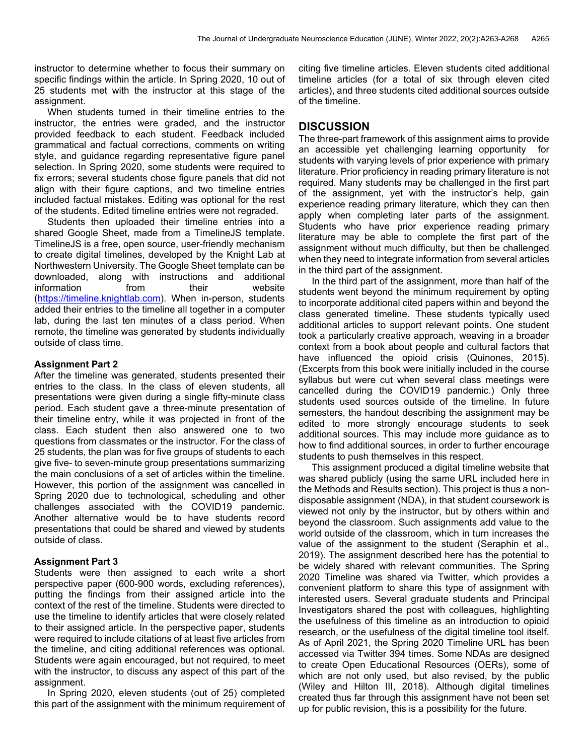instructor to determine whether to focus their summary on specific findings within the article. In Spring 2020, 10 out of 25 students met with the instructor at this stage of the assignment.

When students turned in their timeline entries to the instructor, the entries were graded, and the instructor provided feedback to each student. Feedback included grammatical and factual corrections, comments on writing style, and guidance regarding representative figure panel selection. In Spring 2020, some students were required to fix errors; several students chose figure panels that did not align with their figure captions, and two timeline entries included factual mistakes. Editing was optional for the rest of the students. Edited timeline entries were not regraded.

Students then uploaded their timeline entries into a shared Google Sheet, made from a TimelineJS template. TimelineJS is a free, open source, user-friendly mechanism to create digital timelines, developed by the Knight Lab at Northwestern University. The Google Sheet template can be downloaded, along with instructions and additional information from their website (https://timeline.knightlab.com). When in-person, students added their entries to the timeline all together in a computer lab, during the last ten minutes of a class period. When remote, the timeline was generated by students individually outside of class time.

### Assignment Part 2

After the timeline was generated, students presented their entries to the class. In the class of eleven students, all presentations were given during a single fifty-minute class period. Each student gave a three-minute presentation of their timeline entry, while it was projected in front of the class. Each student then also answered one to two questions from classmates or the instructor. For the class of 25 students, the plan was for five groups of students to each give five- to seven-minute group presentations summarizing the main conclusions of a set of articles within the timeline. However, this portion of the assignment was cancelled in Spring 2020 due to technological, scheduling and other challenges associated with the COVID19 pandemic. Another alternative would be to have students record presentations that could be shared and viewed by students outside of class.

### Assignment Part 3

Students were then assigned to each write a short perspective paper (600-900 words, excluding references), putting the findings from their assigned article into the context of the rest of the timeline. Students were directed to use the timeline to identify articles that were closely related to their assigned article. In the perspective paper, students were required to include citations of at least five articles from the timeline, and citing additional references was optional. Students were again encouraged, but not required, to meet with the instructor, to discuss any aspect of this part of the assignment.

In Spring 2020, eleven students (out of 25) completed this part of the assignment with the minimum requirement of citing five timeline articles. Eleven students cited additional timeline articles (for a total of six through eleven cited articles), and three students cited additional sources outside of the timeline.

## DISCUSSION

The three-part framework of this assignment aims to provide an accessible yet challenging learning opportunity for students with varying levels of prior experience with primary literature. Prior proficiency in reading primary literature is not required. Many students may be challenged in the first part of the assignment, yet with the instructor's help, gain experience reading primary literature, which they can then apply when completing later parts of the assignment. Students who have prior experience reading primary literature may be able to complete the first part of the assignment without much difficulty, but then be challenged when they need to integrate information from several articles in the third part of the assignment.

In the third part of the assignment, more than half of the students went beyond the minimum requirement by opting to incorporate additional cited papers within and beyond the class generated timeline. These students typically used additional articles to support relevant points. One student took a particularly creative approach, weaving in a broader context from a book about people and cultural factors that have influenced the opioid crisis (Quinones, 2015). (Excerpts from this book were initially included in the course syllabus but were cut when several class meetings were cancelled during the COVID19 pandemic.) Only three students used sources outside of the timeline. In future semesters, the handout describing the assignment may be edited to more strongly encourage students to seek additional sources. This may include more guidance as to how to find additional sources, in order to further encourage students to push themselves in this respect.

This assignment produced a digital timeline website that was shared publicly (using the same URL included here in the Methods and Results section). This project is thus a non-disposable assignment (NDA), in that student coursework is viewed not only by the instructor, but by others within and beyond the classroom. Such assignments add value to the world outside of the classroom, which in turn increases the value of the assignment to the student (Seraphin et al., 2019). The assignment described here has the potential to be widely shared with relevant communities. The Spring 2020 Timeline was shared via Twitter, which provides a convenient platform to share this type of assignment with interested users. Several graduate students and Principal Investigators shared the post with colleagues, highlighting the usefulness of this timeline as an introduction to opioid research, or the usefulness of the digital timeline tool itself. As of April 2021, the Spring 2020 Timeline URL has been accessed via Twitter 394 times. Some NDAs are designed to create Open Educational Resources (OERs), some of which are not only used, but also revised, by the public (Wiley and Hilton III, 2018). Although digital timelines created thus far through this assignment have not been set up for public revision, this is a possibility for the future.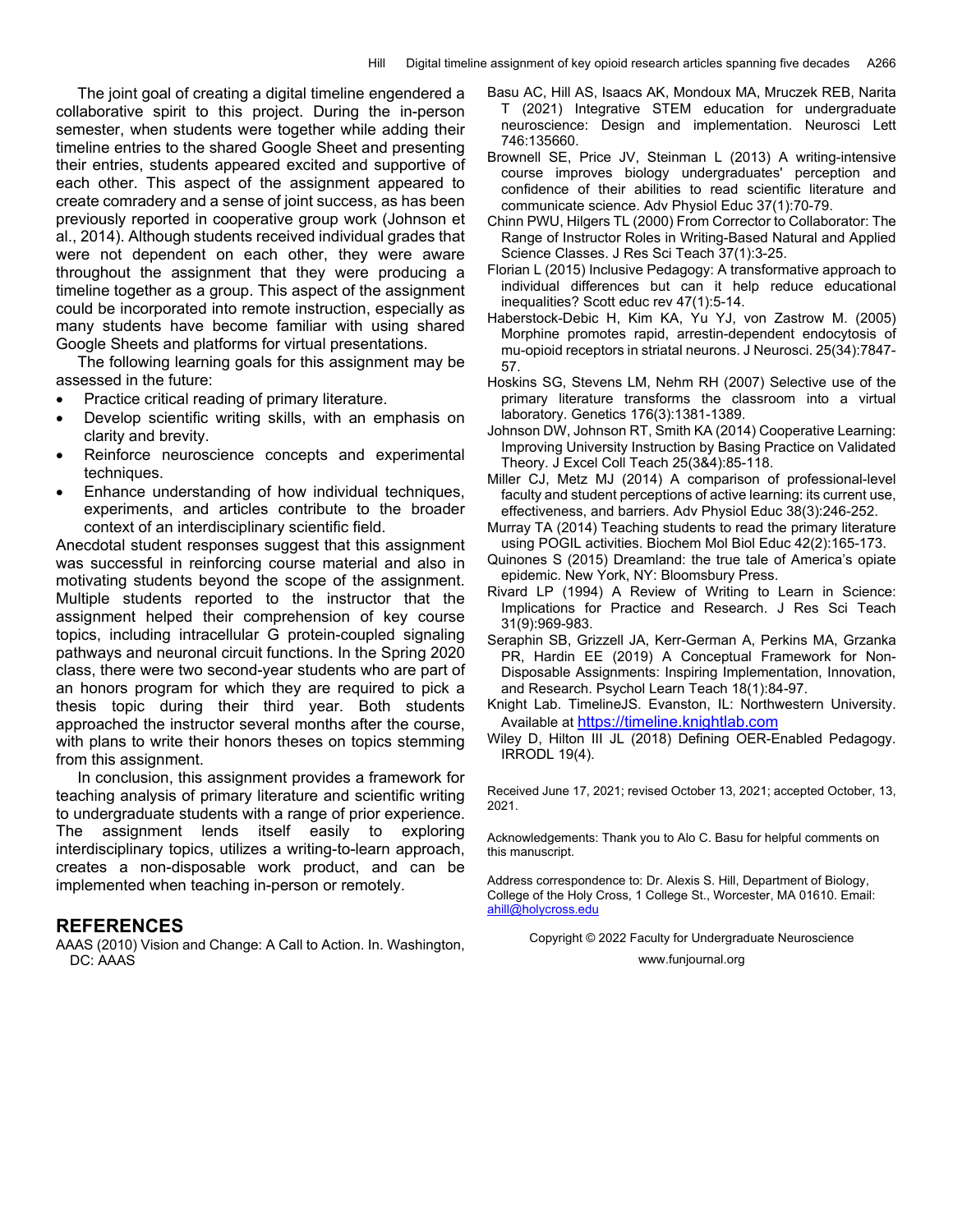The joint goal of creating a digital timeline engendered a collaborative spirit to this project. During the in-person semester, when students were together while adding their timeline entries to the shared Google Sheet and presenting their entries, students appeared excited and supportive of each other. This aspect of the assignment appeared to create comradery and a sense of joint success, as has been previously reported in cooperative group work (Johnson et al., 2014). Although students received individual grades that were not dependent on each other, they were aware throughout the assignment that they were producing a timeline together as a group. This aspect of the assignment could be incorporated into remote instruction, especially as many students have become familiar with using shared Google Sheets and platforms for virtual presentations.

The following learning goals for this assignment may be assessed in the future:

- Practice critical reading of primary literature.
- Develop scientific writing skills, with an emphasis on clarity and brevity.
- Reinforce neuroscience concepts and experimental techniques.
- Enhance understanding of how individual techniques, experiments, and articles contribute to the broader context of an interdisciplinary scientific field.

Anecdotal student responses suggest that this assignment was successful in reinforcing course material and also in motivating students beyond the scope of the assignment. Multiple students reported to the instructor that the assignment helped their comprehension of key course topics, including intracellular G protein-coupled signaling pathways and neuronal circuit functions. In the Spring 2020 class, there were two second-year students who are part of an honors program for which they are required to pick a thesis topic during their third year. Both students approached the instructor several months after the course, with plans to write their honors theses on topics stemming from this assignment.

In conclusion, this assignment provides a framework for teaching analysis of primary literature and scientific writing to undergraduate students with a range of prior experience. The assignment lends itself easily to exploring interdisciplinary topics, utilizes a writing-to-learn approach, creates a non-disposable work product, and can be implemented when teaching in-person or remotely.

## REFERENCES

AAAS (2010) Vision and Change: A Call to Action. In. Washington, DC: AAAS

Basu AC, Hill AS, Isaacs AK, Mondoux MA, Mruczek REB, Narita T (2021) Integrative STEM education for undergraduate neuroscience: Design and implementation. Neurosci Lett 746:135660.

Brownell SE, Price JV, Steinman L (2013) A writing-intensive course improves biology undergraduates' perception and confidence of their abilities to read scientific literature and communicate science. Adv Physiol Educ 37(1):70-79.

Chinn PWU, Hilgers TL (2000) From Corrector to Collaborator: The Range of Instructor Roles in Writing-Based Natural and Applied Science Classes. J Res Sci Teach 37(1):3-25.

Florian L (2015) Inclusive Pedagogy: A transformative approach to individual differences but can it help reduce educational inequalities? Scott educ rev 47(1):5-14.

Haberstock-Debic H, Kim KA, Yu YJ, von Zastrow M. (2005) Morphine promotes rapid, arrestin-dependent endocytosis of mu-opioid receptors in striatal neurons. J Neurosci. 25(34):7847-57.

Hoskins SG, Stevens LM, Nehm RH (2007) Selective use of the primary literature transforms the classroom into a virtual laboratory. Genetics 176(3):1381-1389.

Johnson DW, Johnson RT, Smith KA (2014) Cooperative Learning: Improving University Instruction by Basing Practice on Validated Theory. J Excel Coll Teach 25(3&4):85-118.

Miller CJ, Metz MJ (2014) A comparison of professional-level faculty and student perceptions of active learning: its current use, effectiveness, and barriers. Adv Physiol Educ 38(3):246-252.

Murray TA (2014) Teaching students to read the primary literature using POGIL activities. Biochem Mol Biol Educ 42(2):165-173.

Quinones S (2015) Dreamland: the true tale of America's opiate epidemic. New York, NY: Bloomsbury Press.

Rivard LP (1994) A Review of Writing to Learn in Science: Implications for Practice and Research. J Res Sci Teach 31(9):969-983.

Seraphin SB, Grizzell JA, Kerr-German A, Perkins MA, Grzanka PR, Hardin EE (2019) A Conceptual Framework for Non-Disposable Assignments: Inspiring Implementation, Innovation, and Research. Psychol Learn Teach 18(1):84-97.

Knight Lab. TimelineJS. Evanston, IL: Northwestern University. Available at https://timeline.knightlab.com

Wiley D, Hilton III JL (2018) Defining OER-Enabled Pedagogy. IRRODL 19(4).

Received June 17, 2021; revised October 13, 2021; accepted October, 13, 2021.

Acknowledgements: Thank you to Alo C. Basu for helpful comments on this manuscript.

Address correspondence to: Dr. Alexis S. Hill, Department of Biology, College of the Holy Cross, 1 College St., Worcester, MA 01610. Email: ahill@holycross.edu

Copyright © 2022 Faculty for Undergraduate Neuroscience
www.funjournal.org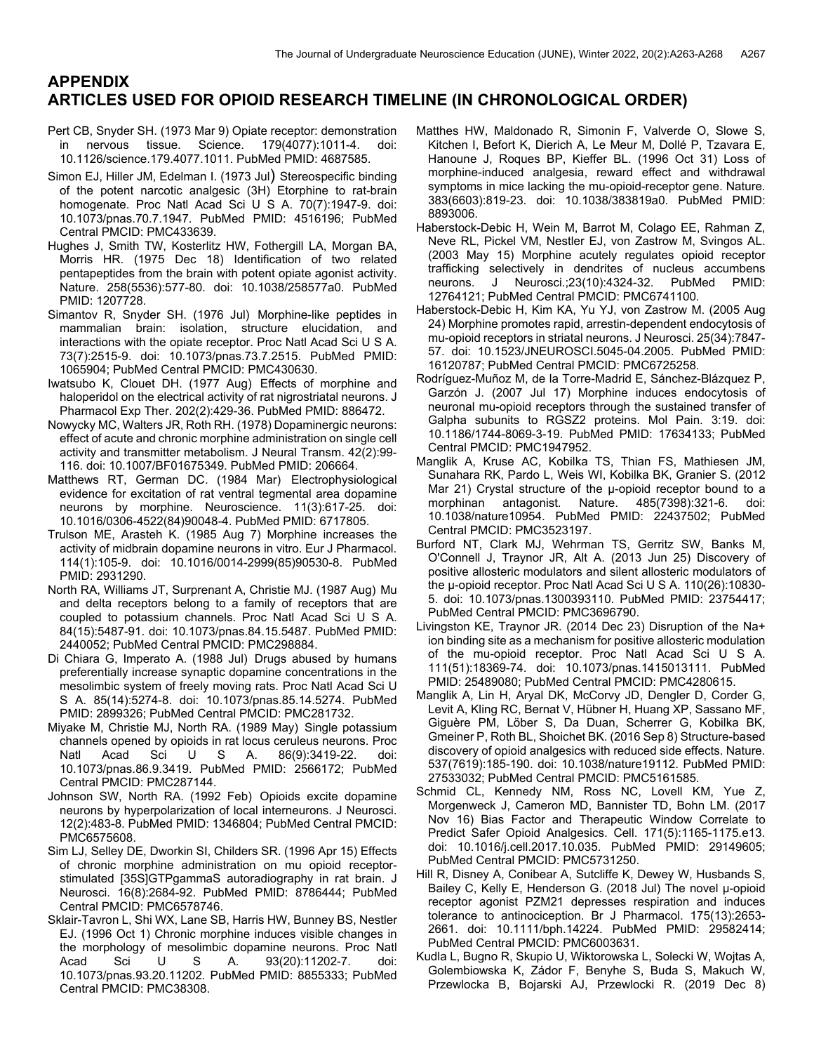# APPENDIX
# ARTICLES USED FOR OPIOID RESEARCH TIMELINE (IN CHRONOLOGICAL ORDER)

Pert CB, Snyder SH. (1973 Mar 9) Opiate receptor: demonstration in nervous tissue. Science. 179(4077):1011-4. doi: 10.1126/science.179.4077.1011. PubMed PMID: 4687585.

Simon EJ, Hiller JM, Edelman I. (1973 Jul) Stereospecific binding of the potent narcotic analgesic (3H) Etorphine to rat-brain homogenate. Proc Natl Acad Sci U S A. 70(7):1947-9. doi: 10.1073/pnas.70.7.1947. PubMed PMID: 4516196; PubMed Central PMCID: PMC433639.

Hughes J, Smith TW, Kosterlitz HW, Fothergill LA, Morgan BA, Morris HR. (1975 Dec 18) Identification of two related pentapeptides from the brain with potent opiate agonist activity. Nature. 258(5536):577-80. doi: 10.1038/258577a0. PubMed PMID: 1207728.

Simantov R, Snyder SH. (1976 Jul) Morphine-like peptides in mammalian brain: isolation, structure elucidation, and interactions with the opiate receptor. Proc Natl Acad Sci U S A. 73(7):2515-9. doi: 10.1073/pnas.73.7.2515. PubMed PMID: 1065904; PubMed Central PMCID: PMC430630.

Iwatsubo K, Clouet DH. (1977 Aug) Effects of morphine and haloperidol on the electrical activity of rat nigrostriatal neurons. J Pharmacol Exp Ther. 202(2):429-36. PubMed PMID: 886472.

Nowycky MC, Walters JR, Roth RH. (1978) Dopaminergic neurons: effect of acute and chronic morphine administration on single cell activity and transmitter metabolism. J Neural Transm. 42(2):99-116. doi: 10.1007/BF01675349. PubMed PMID: 206664.

Matthews RT, German DC. (1984 Mar) Electrophysiological evidence for excitation of rat ventral tegmental area dopamine neurons by morphine. Neuroscience. 11(3):617-25. doi: 10.1016/0306-4522(84)90048-4. PubMed PMID: 6717805.

Trulson ME, Arasteh K. (1985 Aug 7) Morphine increases the activity of midbrain dopamine neurons in vitro. Eur J Pharmacol. 114(1):105-9. doi: 10.1016/0014-2999(85)90530-8. PubMed PMID: 2931290.

North RA, Williams JT, Surprenant A, Christie MJ. (1987 Aug) Mu and delta receptors belong to a family of receptors that are coupled to potassium channels. Proc Natl Acad Sci U S A. 84(15):5487-91. doi: 10.1073/pnas.84.15.5487. PubMed PMID: 2440052; PubMed Central PMCID: PMC298884.

Di Chiara G, Imperato A. (1988 Jul) Drugs abused by humans preferentially increase synaptic dopamine concentrations in the mesolimbic system of freely moving rats. Proc Natl Acad Sci U S A. 85(14):5274-8. doi: 10.1073/pnas.85.14.5274. PubMed PMID: 2899326; PubMed Central PMCID: PMC281732.

Miyake M, Christie MJ, North RA. (1989 May) Single potassium channels opened by opioids in rat locus ceruleus neurons. Proc Natl Acad Sci U S A. 86(9):3419-22. doi: 10.1073/pnas.86.9.3419. PubMed PMID: 2566172; PubMed Central PMCID: PMC287144.

Johnson SW, North RA. (1992 Feb) Opioids excite dopamine neurons by hyperpolarization of local interneurons. J Neurosci. 12(2):483-8. PubMed PMID: 1346804; PubMed Central PMCID: PMC6575608.

Sim LJ, Selley DE, Dworkin SI, Childers SR. (1996 Apr 15) Effects of chronic morphine administration on mu opioid receptor-stimulated [35S]GTPgammaS autoradiography in rat brain. J Neurosci. 16(8):2684-92. PubMed PMID: 8786444; PubMed Central PMCID: PMC6578746.

Sklair-Tavron L, Shi WX, Lane SB, Harris HW, Bunney BS, Nestler EJ. (1996 Oct 1) Chronic morphine induces visible changes in the morphology of mesolimbic dopamine neurons. Proc Natl Acad Sci U S A. 93(20):11202-7. doi: 10.1073/pnas.93.20.11202. PubMed PMID: 8855333; PubMed Central PMCID: PMC38308.

Matthes HW, Maldonado R, Simonin F, Valverde O, Slowe S, Kitchen I, Befort K, Dierich A, Le Meur M, Dollé P, Tzavara E, Hanoune J, Roques BP, Kieffer BL. (1996 Oct 31) Loss of morphine-induced analgesia, reward effect and withdrawal symptoms in mice lacking the mu-opioid-receptor gene. Nature. 383(6603):819-23. doi: 10.1038/383819a0. PubMed PMID: 8893006.

Haberstock-Debic H, Wein M, Barrot M, Colago EE, Rahman Z, Neve RL, Pickel VM, Nestler EJ, von Zastrow M, Svingos AL. (2003 May 15) Morphine acutely regulates opioid receptor trafficking selectively in dendrites of nucleus accumbens neurons. J Neurosci.;23(10):4324-32. PubMed PMID: 12764121; PubMed Central PMCID: PMC6741100.

Haberstock-Debic H, Kim KA, Yu YJ, von Zastrow M. (2005 Aug 24) Morphine promotes rapid, arrestin-dependent endocytosis of mu-opioid receptors in striatal neurons. J Neurosci. 25(34):7847-57. doi: 10.1523/JNEUROSCI.5045-04.2005. PubMed PMID: 16120787; PubMed Central PMCID: PMC6725258.

Rodríguez-Muñoz M, de la Torre-Madrid E, Sánchez-Blázquez P, Garzón J. (2007 Jul 17) Morphine induces endocytosis of neuronal mu-opioid receptors through the sustained transfer of Galpha subunits to RGSZ2 proteins. Mol Pain. 3:19. doi: 10.1186/1744-8069-3-19. PubMed PMID: 17634133; PubMed Central PMCID: PMC1947952.

Manglik A, Kruse AC, Kobilka TS, Thian FS, Mathiesen JM, Sunahara RK, Pardo L, Weis WI, Kobilka BK, Granier S. (2012 Mar 21) Crystal structure of the µ-opioid receptor bound to a morphinan antagonist. Nature. 485(7398):321-6. doi: 10.1038/nature10954. PubMed PMID: 22437502; PubMed Central PMCID: PMC3523197.

Burford NT, Clark MJ, Wehrman TS, Gerritz SW, Banks M, O'Connell J, Traynor JR, Alt A. (2013 Jun 25) Discovery of positive allosteric modulators and silent allosteric modulators of the µ-opioid receptor. Proc Natl Acad Sci U S A. 110(26):10830-5. doi: 10.1073/pnas.1300393110. PubMed PMID: 23754417; PubMed Central PMCID: PMC3696790.

Livingston KE, Traynor JR. (2014 Dec 23) Disruption of the Na+ ion binding site as a mechanism for positive allosteric modulation of the mu-opioid receptor. Proc Natl Acad Sci U S A. 111(51):18369-74. doi: 10.1073/pnas.1415013111. PubMed PMID: 25489080; PubMed Central PMCID: PMC4280615.

Manglik A, Lin H, Aryal DK, McCorvy JD, Dengler D, Corder G, Levit A, Kling RC, Bernat V, Hübner H, Huang XP, Sassano MF, Giguère PM, Löber S, Da Duan, Scherrer G, Kobilka BK, Gmeiner P, Roth BL, Shoichet BK. (2016 Sep 8) Structure-based discovery of opioid analgesics with reduced side effects. Nature. 537(7619):185-190. doi: 10.1038/nature19112. PubMed PMID: 27533032; PubMed Central PMCID: PMC5161585.

Schmid CL, Kennedy NM, Ross NC, Lovell KM, Yue Z, Morgenweck J, Cameron MD, Bannister TD, Bohn LM. (2017 Nov 16) Bias Factor and Therapeutic Window Correlate to Predict Safer Opioid Analgesics. Cell. 171(5):1165-1175.e13. doi: 10.1016/j.cell.2017.10.035. PubMed PMID: 29149605; PubMed Central PMCID: PMC5731250.

Hill R, Disney A, Conibear A, Sutcliffe K, Dewey W, Husbands S, Bailey C, Kelly E, Henderson G. (2018 Jul) The novel µ-opioid receptor agonist PZM21 depresses respiration and induces tolerance to antinociception. Br J Pharmacol. 175(13):2653-2661. doi: 10.1111/bph.14224. PubMed PMID: 29582414; PubMed Central PMCID: PMC6003631.

Kudla L, Bugno R, Skupio U, Wiktorowska L, Solecki W, Wojtas A, Golembiowska K, Zádor F, Benyhe S, Buda S, Makuch W, Przewlocka B, Bojarski AJ, Przewlocki R. (2019 Dec 8)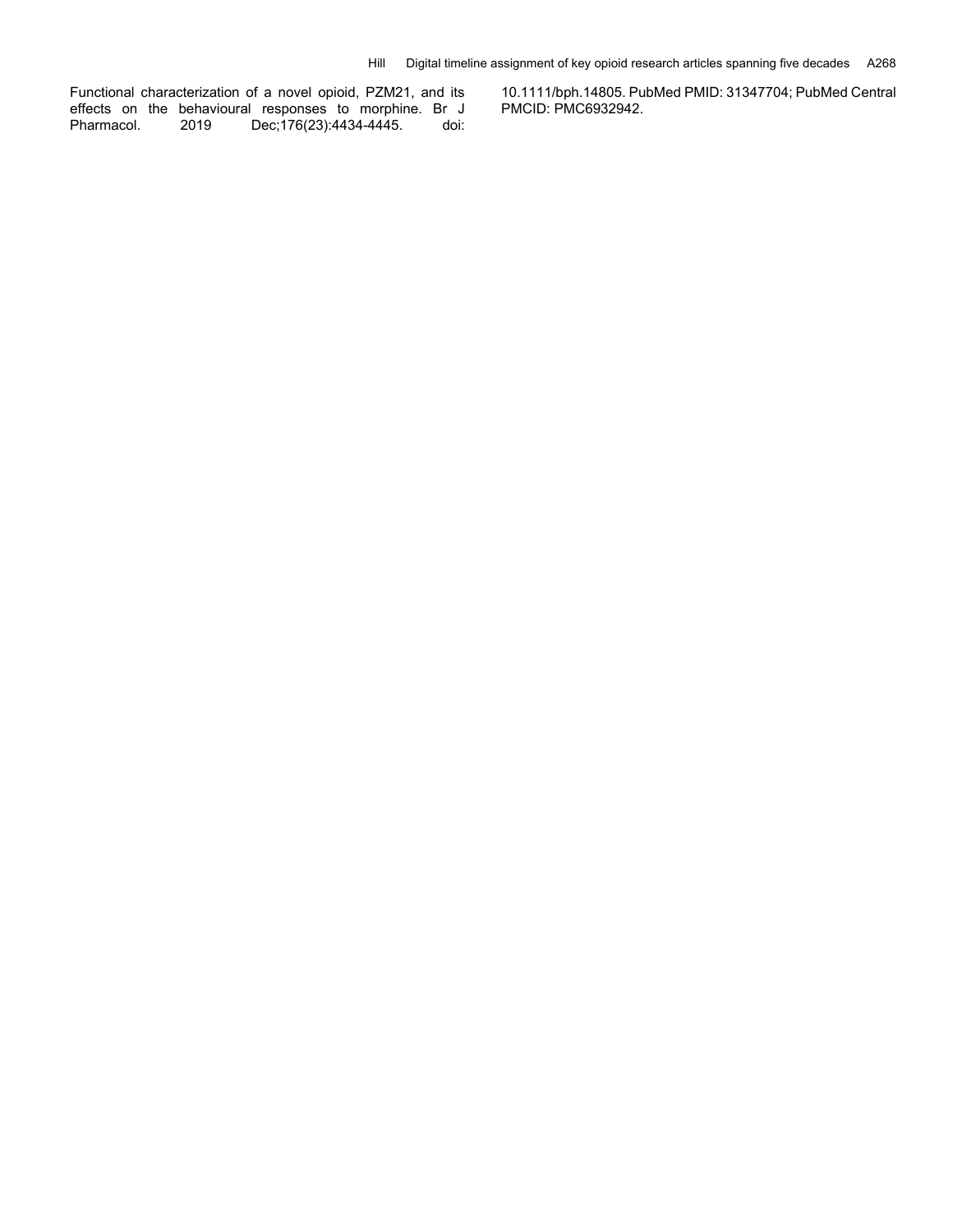Functional characterization of a novel opioid, PZM21, and its effects on the behavioural responses to morphine. Br J Pharmacol. 2019 Dec;176(23):4434-4445. doi: 10.1111/bph.14805. PubMed PMID: 31347704; PubMed Central PMCID: PMC6932942.